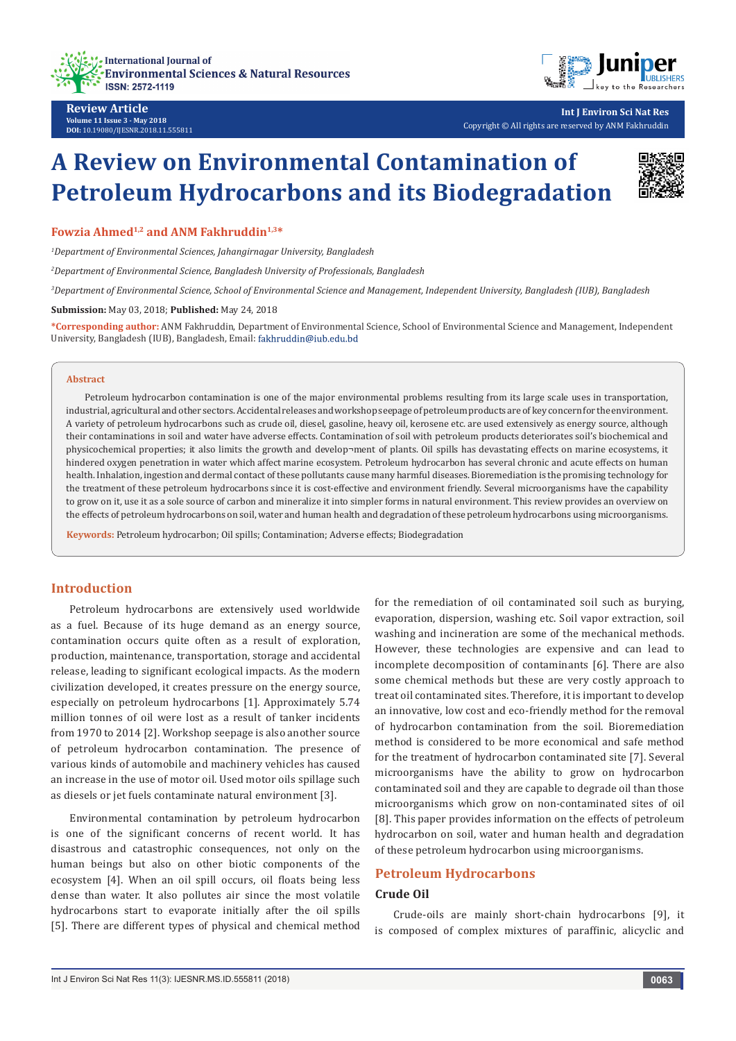Review Article
Volume 11 Issue 3 - May 2018
DOI: 10.19080/IJESNR.2018.11.555811

Int J Environ Sci Nat Res
Copyright © All rights are reserved by ANM Fakhruddin

# A Review on Environmental Contamination of Petroleum Hydrocarbons and its Biodegradation

**Fowzia Ahmed[1,2] and ANM Fakhruddin[1,3]***

[1]*Department of Environmental Sciences, Jahangirnagar University, Bangladesh*

[2]*Department of Environmental Science, Bangladesh University of Professionals, Bangladesh*

[3]*Department of Environmental Science, School of Environmental Science and Management, Independent University, Bangladesh (IUB), Bangladesh*

**Submission:** May 03, 2018; **Published:** May 24, 2018

***Corresponding author:** ANM Fakhruddin, Department of Environmental Science, School of Environmental Science and Management, Independent University, Bangladesh (IUB), Bangladesh, Email: fakhruddin@iub.edu.bd

## Abstract

Petroleum hydrocarbon contamination is one of the major environmental problems resulting from its large scale uses in transportation, industrial, agricultural and other sectors. Accidental releases and workshop seepage of petroleum products are of key concern for the environment. A variety of petroleum hydrocarbons such as crude oil, diesel, gasoline, heavy oil, kerosene etc. are used extensively as energy source, although their contaminations in soil and water have adverse effects. Contamination of soil with petroleum products deteriorates soil's biochemical and physicochemical properties; it also limits the growth and develop¬ment of plants. Oil spills has devastating effects on marine ecosystems, it hindered oxygen penetration in water which affect marine ecosystem. Petroleum hydrocarbon has several chronic and acute effects on human health. Inhalation, ingestion and dermal contact of these pollutants cause many harmful diseases. Bioremediation is the promising technology for the treatment of these petroleum hydrocarbons since it is cost-effective and environment friendly. Several microorganisms have the capability to grow on it, use it as a sole source of carbon and mineralize it into simpler forms in natural environment. This review provides an overview on the effects of petroleum hydrocarbons on soil, water and human health and degradation of these petroleum hydrocarbons using microorganisms.

**Keywords:** Petroleum hydrocarbon; Oil spills; Contamination; Adverse effects; Biodegradation

## Introduction

Petroleum hydrocarbons are extensively used worldwide as a fuel. Because of its huge demand as an energy source, contamination occurs quite often as a result of exploration, production, maintenance, transportation, storage and accidental release, leading to significant ecological impacts. As the modern civilization developed, it creates pressure on the energy source, especially on petroleum hydrocarbons [1]. Approximately 5.74 million tonnes of oil were lost as a result of tanker incidents from 1970 to 2014 [2]. Workshop seepage is also another source of petroleum hydrocarbon contamination. The presence of various kinds of automobile and machinery vehicles has caused an increase in the use of motor oil. Used motor oils spillage such as diesels or jet fuels contaminate natural environment [3].

Environmental contamination by petroleum hydrocarbon is one of the significant concerns of recent world. It has disastrous and catastrophic consequences, not only on the human beings but also on other biotic components of the ecosystem [4]. When an oil spill occurs, oil floats being less dense than water. It also pollutes air since the most volatile hydrocarbons start to evaporate initially after the oil spills [5]. There are different types of physical and chemical method for the remediation of oil contaminated soil such as burying, evaporation, dispersion, washing etc. Soil vapor extraction, soil washing and incineration are some of the mechanical methods. However, these technologies are expensive and can lead to incomplete decomposition of contaminants [6]. There are also some chemical methods but these are very costly approach to treat oil contaminated sites. Therefore, it is important to develop an innovative, low cost and eco-friendly method for the removal of hydrocarbon contamination from the soil. Bioremediation method is considered to be more economical and safe method for the treatment of hydrocarbon contaminated site [7]. Several microorganisms have the ability to grow on hydrocarbon contaminated soil and they are capable to degrade oil than those microorganisms which grow on non-contaminated sites of oil [8]. This paper provides information on the effects of petroleum hydrocarbon on soil, water and human health and degradation of these petroleum hydrocarbon using microorganisms.

## Petroleum Hydrocarbons

### Crude Oil

Crude-oils are mainly short-chain hydrocarbons [9], it is composed of complex mixtures of paraffinic, alicyclic and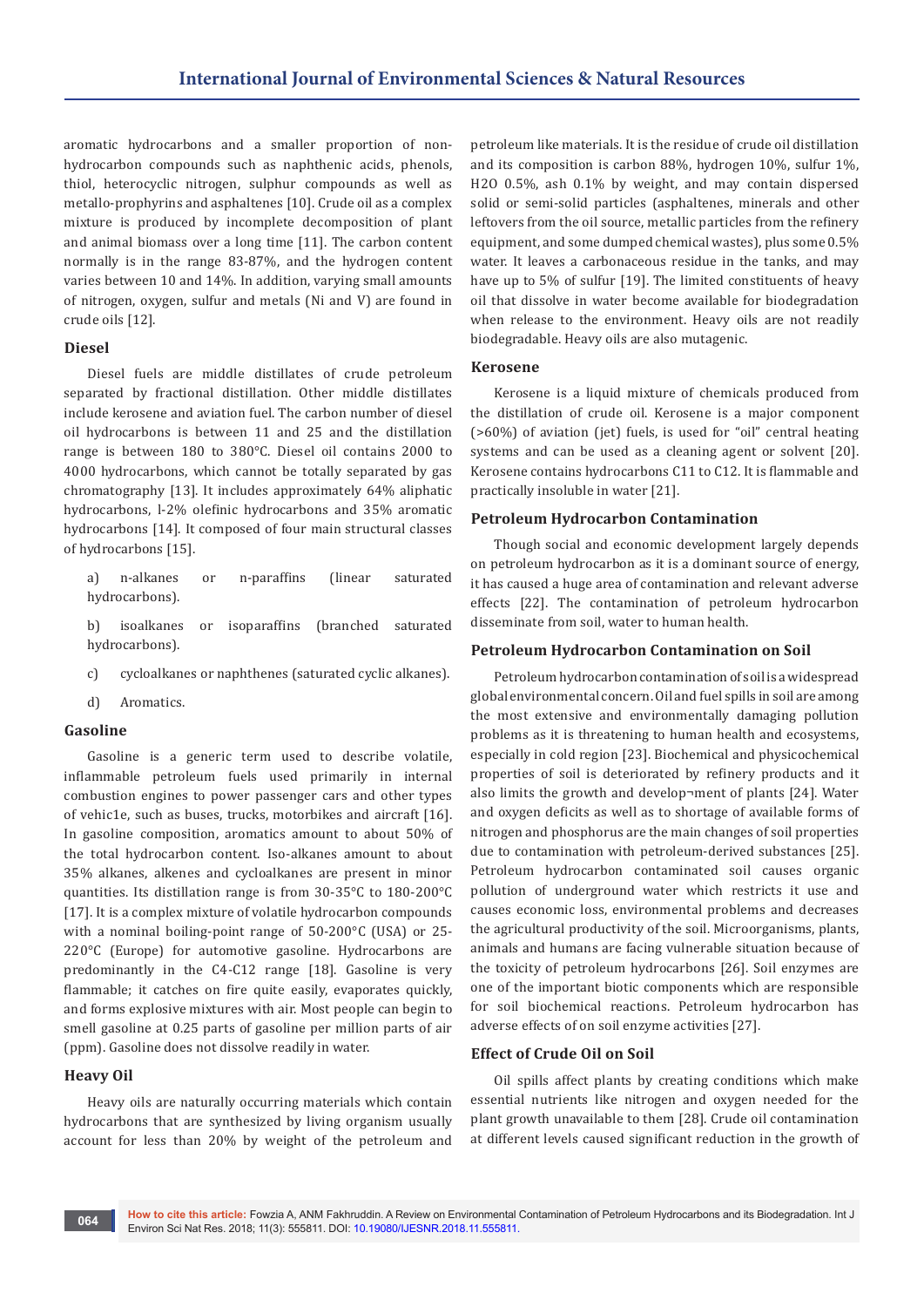aromatic hydrocarbons and a smaller proportion of non-hydrocarbon compounds such as naphthenic acids, phenols, thiol, heterocyclic nitrogen, sulphur compounds as well as metallo-prophyrins and asphaltenes [10]. Crude oil as a complex mixture is produced by incomplete decomposition of plant and animal biomass over a long time [11]. The carbon content normally is in the range 83-87%, and the hydrogen content varies between 10 and 14%. In addition, varying small amounts of nitrogen, oxygen, sulfur and metals (Ni and V) are found in crude oils [12].

### Diesel

Diesel fuels are middle distillates of crude petroleum separated by fractional distillation. Other middle distillates include kerosene and aviation fuel. The carbon number of diesel oil hydrocarbons is between 11 and 25 and the distillation range is between 180 to 380°C. Diesel oil contains 2000 to 4000 hydrocarbons, which cannot be totally separated by gas chromatography [13]. It includes approximately 64% aliphatic hydrocarbons, l-2% olefinic hydrocarbons and 35% aromatic hydrocarbons [14]. It composed of four main structural classes of hydrocarbons [15].

a) n-alkanes or n-paraffins (linear saturated hydrocarbons).

b) isoalkanes or isoparaffins (branched saturated hydrocarbons).

c) cycloalkanes or naphthenes (saturated cyclic alkanes).

d) Aromatics.

### Gasoline

Gasoline is a generic term used to describe volatile, inflammable petroleum fuels used primarily in internal combustion engines to power passenger cars and other types of vehic1e, such as buses, trucks, motorbikes and aircraft [16]. In gasoline composition, aromatics amount to about 50% of the total hydrocarbon content. Iso-alkanes amount to about 35% alkanes, alkenes and cycloalkanes are present in minor quantities. Its distillation range is from 30-35°C to 180-200°C [17]. It is a complex mixture of volatile hydrocarbon compounds with a nominal boiling-point range of 50-200°C (USA) or 25-220°C (Europe) for automotive gasoline. Hydrocarbons are predominantly in the C4-C12 range [18]. Gasoline is very flammable; it catches on fire quite easily, evaporates quickly, and forms explosive mixtures with air. Most people can begin to smell gasoline at 0.25 parts of gasoline per million parts of air (ppm). Gasoline does not dissolve readily in water.

### Heavy Oil

Heavy oils are naturally occurring materials which contain hydrocarbons that are synthesized by living organism usually account for less than 20% by weight of the petroleum and petroleum like materials. It is the residue of crude oil distillation and its composition is carbon 88%, hydrogen 10%, sulfur 1%, H2O 0.5%, ash 0.1% by weight, and may contain dispersed solid or semi-solid particles (asphaltenes, minerals and other leftovers from the oil source, metallic particles from the refinery equipment, and some dumped chemical wastes), plus some 0.5% water. It leaves a carbonaceous residue in the tanks, and may have up to 5% of sulfur [19]. The limited constituents of heavy oil that dissolve in water become available for biodegradation when release to the environment. Heavy oils are not readily biodegradable. Heavy oils are also mutagenic.

### Kerosene

Kerosene is a liquid mixture of chemicals produced from the distillation of crude oil. Kerosene is a major component (>60%) of aviation (jet) fuels, is used for "oil" central heating systems and can be used as a cleaning agent or solvent [20]. Kerosene contains hydrocarbons C11 to C12. It is flammable and practically insoluble in water [21].

### Petroleum Hydrocarbon Contamination

Though social and economic development largely depends on petroleum hydrocarbon as it is a dominant source of energy, it has caused a huge area of contamination and relevant adverse effects [22]. The contamination of petroleum hydrocarbon disseminate from soil, water to human health.

### Petroleum Hydrocarbon Contamination on Soil

Petroleum hydrocarbon contamination of soil is a widespread global environmental concern. Oil and fuel spills in soil are among the most extensive and environmentally damaging pollution problems as it is threatening to human health and ecosystems, especially in cold region [23]. Biochemical and physicochemical properties of soil is deteriorated by refinery products and it also limits the growth and develop¬ment of plants [24]. Water and oxygen deficits as well as to shortage of available forms of nitrogen and phosphorus are the main changes of soil properties due to contamination with petroleum-derived substances [25]. Petroleum hydrocarbon contaminated soil causes organic pollution of underground water which restricts it use and causes economic loss, environmental problems and decreases the agricultural productivity of the soil. Microorganisms, plants, animals and humans are facing vulnerable situation because of the toxicity of petroleum hydrocarbons [26]. Soil enzymes are one of the important biotic components which are responsible for soil biochemical reactions. Petroleum hydrocarbon has adverse effects of on soil enzyme activities [27].

### Effect of Crude Oil on Soil

Oil spills affect plants by creating conditions which make essential nutrients like nitrogen and oxygen needed for the plant growth unavailable to them [28]. Crude oil contamination at different levels caused significant reduction in the growth of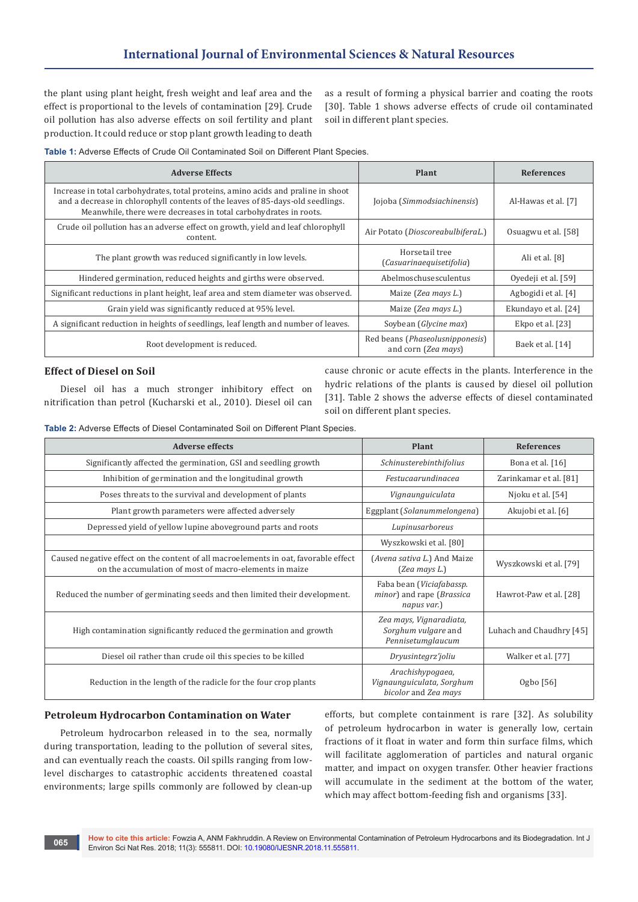the plant using plant height, fresh weight and leaf area and the effect is proportional to the levels of contamination [29]. Crude oil pollution has also adverse effects on soil fertility and plant production. It could reduce or stop plant growth leading to death as a result of forming a physical barrier and coating the roots [30]. Table 1 shows adverse effects of crude oil contaminated soil in different plant species.

**Table 1:** Adverse Effects of Crude Oil Contaminated Soil on Different Plant Species.

| Adverse Effects | Plant | References |
|---|---|---|
| Increase in total carbohydrates, total proteins, amino acids and praline in shoot and a decrease in chlorophyll contents of the leaves of 85-days-old seedlings. Meanwhile, there were decreases in total carbohydrates in roots. | Jojoba (*Simmodsiachinensis*) | Al-Hawas et al. [7] |
| Crude oil pollution has an adverse effect on growth, yield and leaf chlorophyll content. | Air Potato (*DioscoreabulbiferaL.*) | Osuagwu et al. [58] |
| The plant growth was reduced significantly in low levels. | Horsetail tree (*Casuarinaequisetifolia*) | Ali et al. [8] |
| Hindered germination, reduced heights and girths were observed. | Abelmoschusesculentus | Oyedeji et al. [59] |
| Significant reductions in plant height, leaf area and stem diameter was observed. | Maize (*Zea mays L.*) | Agbogidi et al. [4] |
| Grain yield was significantly reduced at 95% level. | Maize (*Zea mays L.*) | Ekundayo et al. [24] |
| A significant reduction in heights of seedlings, leaf length and number of leaves. | Soybean (*Glycine max*) | Ekpo et al. [23] |
| Root development is reduced. | Red beans (*Phaseolusnipponesis*) and corn (*Zea mays*) | Baek et al. [14] |

## Effect of Diesel on Soil

Diesel oil has a much stronger inhibitory effect on nitrification than petrol (Kucharski et al., 2010). Diesel oil can cause chronic or acute effects in the plants. Interference in the hydric relations of the plants is caused by diesel oil pollution [31]. Table 2 shows the adverse effects of diesel contaminated soil on different plant species.

**Table 2:** Adverse Effects of Diesel Contaminated Soil on Different Plant Species.

| Adverse effects | Plant | References |
|---|---|---|
| Significantly affected the germination, GSI and seedling growth | *Schinusterebinthifolius* | Bona et al. [16] |
| Inhibition of germination and the longitudinal growth | *Festucaarundinacea* | Zarinkamar et al. [81] |
| Poses threats to the survival and development of plants | *Vignaunguiculata* | Njoku et al. [54] |
| Plant growth parameters were affected adversely | Eggplant (*Solanummelongena*) | Akujobi et al. [6] |
| Depressed yield of yellow lupine aboveground parts and roots | *Lupinusarboreus* | |
| | Wyszkowski et al. [80] | |
| Caused negative effect on the content of all macroelements in oat, favorable effect on the accumulation of most of macro-elements in maize | (*Avena sativa L.*) And Maize (*Zea mays L.*) | Wyszkowski et al. [79] |
| Reduced the number of germinating seeds and then limited their development. | Faba bean (*Viciafabassp. minor*) and rape (*Brassica napus var.*) | Hawrot-Paw et al. [28] |
| High contamination significantly reduced the germination and growth | *Zea mays, Vignaradiata, Sorghum vulgare* and *Pennisetumglaucum* | Luhach and Chaudhry [45] |
| Diesel oil rather than crude oil this species to be killed | *Dryusintegrz'joliu* | Walker et al. [77] |
| Reduction in the length of the radicle for the four crop plants | *Arachishypogaea, Vignaunguiculata, Sorghum bicolor* and *Zea mays* | Ogbo [56] |

## Petroleum Hydrocarbon Contamination on Water

Petroleum hydrocarbon released in to the sea, normally during transportation, leading to the pollution of several sites, and can eventually reach the coasts. Oil spills ranging from low-level discharges to catastrophic accidents threatened coastal environments; large spills commonly are followed by clean-up efforts, but complete containment is rare [32]. As solubility of petroleum hydrocarbon in water is generally low, certain fractions of it float in water and form thin surface films, which will facilitate agglomeration of particles and natural organic matter, and impact on oxygen transfer. Other heavier fractions will accumulate in the sediment at the bottom of the water, which may affect bottom-feeding fish and organisms [33].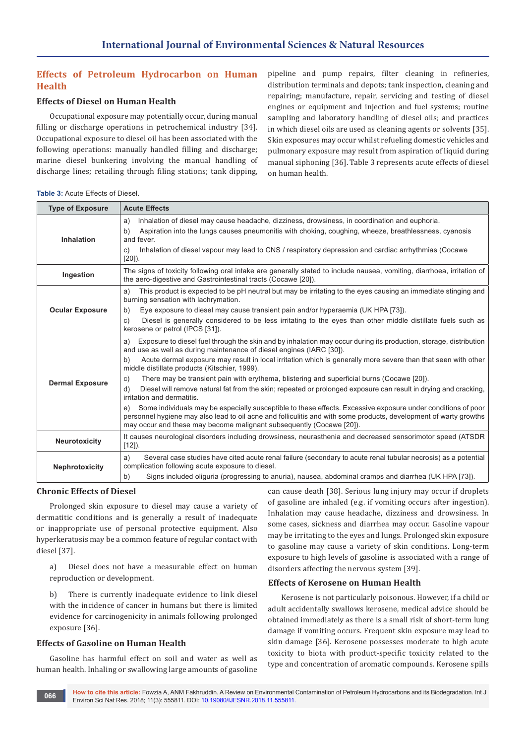## Effects of Petroleum Hydrocarbon on Human Health

### Effects of Diesel on Human Health

Occupational exposure may potentially occur, during manual filling or discharge operations in petrochemical industry [34]. Occupational exposure to diesel oil has been associated with the following operations: manually handled filling and discharge; marine diesel bunkering involving the manual handling of discharge lines; retailing through filing stations; tank dipping, pipeline and pump repairs, filter cleaning in refineries, distribution terminals and depots; tank inspection, cleaning and repairing; manufacture, repair, servicing and testing of diesel engines or equipment and injection and fuel systems; routine sampling and laboratory handling of diesel oils; and practices in which diesel oils are used as cleaning agents or solvents [35]. Skin exposures may occur whilst refueling domestic vehicles and pulmonary exposure may result from aspiration of liquid during manual siphoning [36]. Table 3 represents acute effects of diesel on human health.

**Table 3:** Acute Effects of Diesel.

| Type of Exposure | Acute Effects |
|---|---|
| Inhalation | a) Inhalation of diesel may cause headache, dizziness, drowsiness, in coordination and euphoria. b) Aspiration into the lungs causes pneumonitis with choking, coughing, wheeze, breathlessness, cyanosis and fever. c) Inhalation of diesel vapour may lead to CNS / respiratory depression and cardiac arrhythmias (Cocawe [20]). |
| Ingestion | The signs of toxicity following oral intake are generally stated to include nausea, vomiting, diarrhoea, irritation of the aero-digestive and Gastrointestinal tracts (Cocawe [20]). |
| Ocular Exposure | a) This product is expected to be pH neutral but may be irritating to the eyes causing an immediate stinging and burning sensation with lachrymation. b) Eye exposure to diesel may cause transient pain and/or hyperaemia (UK HPA [73]). c) Diesel is generally considered to be less irritating to the eyes than other middle distillate fuels such as kerosene or petrol (IPCS [31]). |
| Dermal Exposure | a) Exposure to diesel fuel through the skin and by inhalation may occur during its production, storage, distribution and use as well as during maintenance of diesel engines (IARC [30]). b) Acute dermal exposure may result in local irritation which is generally more severe than that seen with other middle distillate products (Kitschier, 1999). c) There may be transient pain with erythema, blistering and superficial burns (Cocawe [20]). d) Diesel will remove natural fat from the skin; repeated or prolonged exposure can result in drying and cracking, irritation and dermatitis. e) Some individuals may be especially susceptible to these effects. Excessive exposure under conditions of poor personnel hygiene may also lead to oil acne and folliculitis and with some products, development of warty growths may occur and these may become malignant subsequently (Cocawe [20]). |
| Neurotoxicity | It causes neurological disorders including drowsiness, neurasthenia and decreased sensorimotor speed (ATSDR [12]). |
| Nephrotoxicity | a) Several case studies have cited acute renal failure (secondary to acute renal tubular necrosis) as a potential complication following acute exposure to diesel. b) Signs included oliguria (progressing to anuria), nausea, abdominal cramps and diarrhea (UK HPA [73]). |

### Chronic Effects of Diesel

Prolonged skin exposure to diesel may cause a variety of dermatitic conditions and is generally a result of inadequate or inappropriate use of personal protective equipment. Also hyperkeratosis may be a common feature of regular contact with diesel [37].

a) Diesel does not have a measurable effect on human reproduction or development.

b) There is currently inadequate evidence to link diesel with the incidence of cancer in humans but there is limited evidence for carcinogenicity in animals following prolonged exposure [36].

### Effects of Gasoline on Human Health

Gasoline has harmful effect on soil and water as well as human health. Inhaling or swallowing large amounts of gasoline can cause death [38]. Serious lung injury may occur if droplets of gasoline are inhaled (e.g. if vomiting occurs after ingestion). Inhalation may cause headache, dizziness and drowsiness. In some cases, sickness and diarrhea may occur. Gasoline vapour may be irritating to the eyes and lungs. Prolonged skin exposure to gasoline may cause a variety of skin conditions. Long-term exposure to high levels of gasoline is associated with a range of disorders affecting the nervous system [39].

### Effects of Kerosene on Human Health

Kerosene is not particularly poisonous. However, if a child or adult accidentally swallows kerosene, medical advice should be obtained immediately as there is a small risk of short-term lung damage if vomiting occurs. Frequent skin exposure may lead to skin damage [36]. Kerosene possesses moderate to high acute toxicity to biota with product-specific toxicity related to the type and concentration of aromatic compounds. Kerosene spills

**How to cite this article:** Fowzia A, ANM Fakhruddin. A Review on Environmental Contamination of Petroleum Hydrocarbons and its Biodegradation. Int J Environ Sci Nat Res. 2018; 11(3): 555811. DOI: 10.19080/IJESNR.2018.11.555811.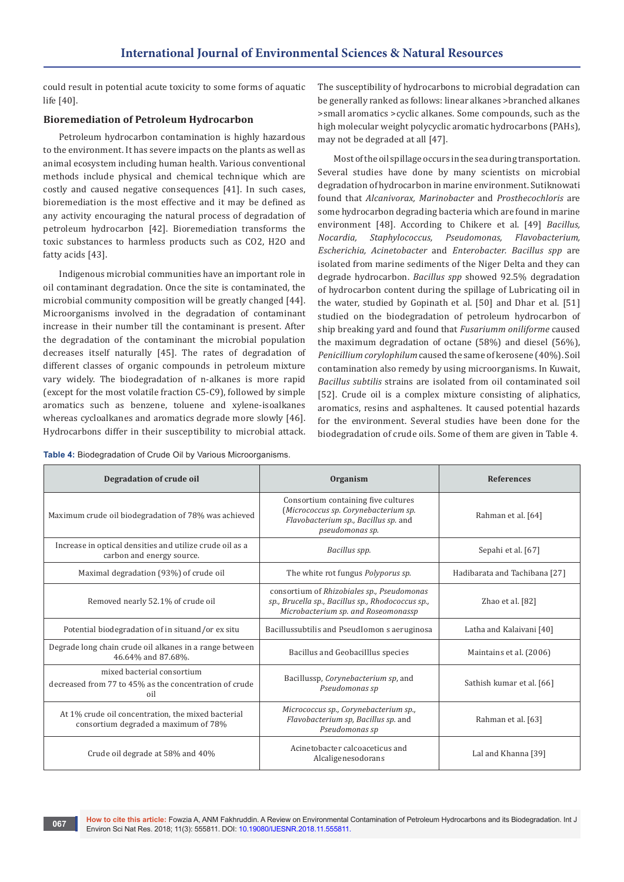could result in potential acute toxicity to some forms of aquatic life [40].

## Bioremediation of Petroleum Hydrocarbon

Petroleum hydrocarbon contamination is highly hazardous to the environment. It has severe impacts on the plants as well as animal ecosystem including human health. Various conventional methods include physical and chemical technique which are costly and caused negative consequences [41]. In such cases, bioremediation is the most effective and it may be defined as any activity encouraging the natural process of degradation of petroleum hydrocarbon [42]. Bioremediation transforms the toxic substances to harmless products such as $CO_2$, $H_2O$ and fatty acids [43].

Indigenous microbial communities have an important role in oil contaminant degradation. Once the site is contaminated, the microbial community composition will be greatly changed [44]. Microorganisms involved in the degradation of contaminant increase in their number till the contaminant is present. After the degradation of the contaminant the microbial population decreases itself naturally [45]. The rates of degradation of different classes of organic compounds in petroleum mixture vary widely. The biodegradation of n-alkanes is more rapid (except for the most volatile fraction C5-C9), followed by simple aromatics such as benzene, toluene and xylene-isoalkanes whereas cycloalkanes and aromatics degrade more slowly [46]. Hydrocarbons differ in their susceptibility to microbial attack. The susceptibility of hydrocarbons to microbial degradation can be generally ranked as follows: linear alkanes >branched alkanes >small aromatics >cyclic alkanes. Some compounds, such as the high molecular weight polycyclic aromatic hydrocarbons (PAHs), may not be degraded at all [47].

Most of the oil spillage occurs in the sea during transportation. Several studies have done by many scientists on microbial degradation of hydrocarbon in marine environment. Sutiknowati found that *Alcanivorax, Marinobacter* and *Prosthecochloris* are some hydrocarbon degrading bacteria which are found in marine environment [48]. According to Chikere et al. [49] *Bacillus, Nocardia, Staphylococcus, Pseudomonas, Flavobacterium, Escherichia, Acinetobacter* and *Enterobacter. Bacillus spp* are isolated from marine sediments of the Niger Delta and they can degrade hydrocarbon. *Bacillus spp* showed 92.5% degradation of hydrocarbon content during the spillage of Lubricating oil in the water, studied by Gopinath et al. [50] and Dhar et al. [51] studied on the biodegradation of petroleum hydrocarbon of ship breaking yard and found that *Fusariumm oniliforme* caused the maximum degradation of octane (58%) and diesel (56%), *Penicillium corylophilum* caused the same of kerosene (40%). Soil contamination also remedy by using microorganisms. In Kuwait, *Bacillus subtilis* strains are isolated from oil contaminated soil [52]. Crude oil is a complex mixture consisting of aliphatics, aromatics, resins and asphaltenes. It caused potential hazards for the environment. Several studies have been done for the biodegradation of crude oils. Some of them are given in Table 4.

**Table 4:** Biodegradation of Crude Oil by Various Microorganisms.

| Degradation of crude oil | Organism | References |
|---|---|---|
| Maximum crude oil biodegradation of 78% was achieved | Consortium containing five cultures (*Micrococcus sp. Corynebacterium sp. Flavobacterium sp., Bacillus sp.* and *pseudomonas sp.* | Rahman et al. [64] |
| Increase in optical densities and utilize crude oil as a carbon and energy source. | *Bacillus spp.* | Sepahi et al. [67] |
| Maximal degradation (93%) of crude oil | The white rot fungus *Polyporus sp.* | Hadibarata and Tachibana [27] |
| Removed nearly 52.1% of crude oil | consortium of *Rhizobiales sp., Pseudomonas sp., Brucella sp., Bacillus sp., Rhodococcus sp., Microbacterium sp. and Roseomonassp* | Zhao et al. [82] |
| Potential biodegradation of in situand/or ex situ | Bacillussubtilis and Pseudlomon s aeruginosa | Latha and Kalaivani [40] |
| Degrade long chain crude oil alkanes in a range between 46.64% and 87.68%. | Bacillus and Geobacilllus species | Maintains et al. (2006) |
| mixed bacterial consortium decreased from 77 to 45% as the concentration of crude oil | Bacillussp, *Corynebacterium sp*, and *Pseudomonas sp* | Sathish kumar et al. [66] |
| At 1% crude oil concentration, the mixed bacterial consortium degraded a maximum of 78% | *Micrococcus sp., Corynebacterium sp., Flavobacterium sp, Bacillus sp.* and *Pseudomonas sp* | Rahman et al. [63] |
| Crude oil degrade at 58% and 40% | Acinetobacter calcoaceticus and Alcaligenesodorans | Lal and Khanna [39] |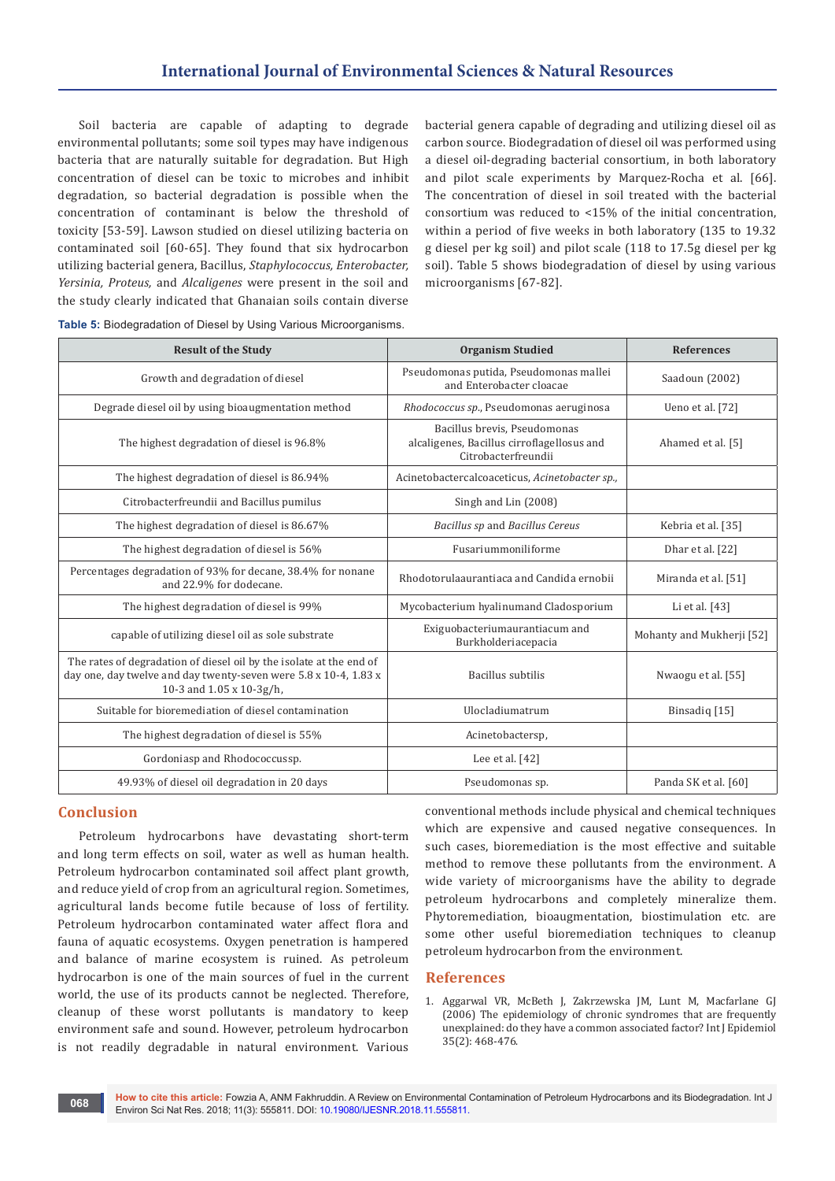Soil bacteria are capable of adapting to degrade environmental pollutants; some soil types may have indigenous bacteria that are naturally suitable for degradation. But High concentration of diesel can be toxic to microbes and inhibit degradation, so bacterial degradation is possible when the concentration of contaminant is below the threshold of toxicity [53-59]. Lawson studied on diesel utilizing bacteria on contaminated soil [60-65]. They found that six hydrocarbon utilizing bacterial genera, Bacillus, *Staphylococcus, Enterobacter, Yersinia, Proteus,* and *Alcaligenes* were present in the soil and the study clearly indicated that Ghanaian soils contain diverse bacterial genera capable of degrading and utilizing diesel oil as carbon source. Biodegradation of diesel oil was performed using a diesel oil-degrading bacterial consortium, in both laboratory and pilot scale experiments by Marquez-Rocha et al. [66]. The concentration of diesel in soil treated with the bacterial consortium was reduced to <15% of the initial concentration, within a period of five weeks in both laboratory (135 to 19.32 g diesel per kg soil) and pilot scale (118 to 17.5g diesel per kg soil). Table 5 shows biodegradation of diesel by using various microorganisms [67-82].

**Table 5:** Biodegradation of Diesel by Using Various Microorganisms.

| Result of the Study | Organism Studied | References |
|---|---|---|
| Growth and degradation of diesel | Pseudomonas putida, Pseudomonas mallei and Enterobacter cloacae | Saadoun (2002) |
| Degrade diesel oil by using bioaugmentation method | *Rhodococcus sp.,* Pseudomonas aeruginosa | Ueno et al. [72] |
| The highest degradation of diesel is 96.8% | Bacillus brevis, Pseudomonas alcaligenes, Bacillus cirroflagellosus and Citrobacterfreundii | Ahamed et al. [5] |
| The highest degradation of diesel is 86.94% | Acinetobactercalcoaceticus, *Acinetobacter sp.,* | |
| Citrobacterfreundii and Bacillus pumilus | Singh and Lin (2008) | |
| The highest degradation of diesel is 86.67% | *Bacillus sp* and *Bacillus Cereus* | Kebria et al. [35] |
| The highest degradation of diesel is 56% | Fusariummoniliforme | Dhar et al. [22] |
| Percentages degradation of 93% for decane, 38.4% for nonane and 22.9% for dodecane. | Rhodotorulaaurantiaca and Candida ernobii | Miranda et al. [51] |
| The highest degradation of diesel is 99% | Mycobacterium hyalinumand Cladosporium | Li et al. [43] |
| capable of utilizing diesel oil as sole substrate | Exiguobacteriumaurantiacum and Burkholderiacepacia | Mohanty and Mukherji [52] |
| The rates of degradation of diesel oil by the isolate at the end of day one, day twelve and day twenty-seven were 5.8 x 10-4, 1.83 x 10-3 and 1.05 x 10-3g/h, | Bacillus subtilis | Nwaogu et al. [55] |
| Suitable for bioremediation of diesel contamination | Ulocladiumatrum | Binsadiq [15] |
| The highest degradation of diesel is 55% | Acinetobactersp, | |
| Gordoniasp and Rhodococcussp. | Lee et al. [42] | |
| 49.93% of diesel oil degradation in 20 days | Pseudomonas sp. | Panda SK et al. [60] |

## Conclusion

Petroleum hydrocarbons have devastating short-term and long term effects on soil, water as well as human health. Petroleum hydrocarbon contaminated soil affect plant growth, and reduce yield of crop from an agricultural region. Sometimes, agricultural lands become futile because of loss of fertility. Petroleum hydrocarbon contaminated water affect flora and fauna of aquatic ecosystems. Oxygen penetration is hampered and balance of marine ecosystem is ruined. As petroleum hydrocarbon is one of the main sources of fuel in the current world, the use of its products cannot be neglected. Therefore, cleanup of these worst pollutants is mandatory to keep environment safe and sound. However, petroleum hydrocarbon is not readily degradable in natural environment. Various conventional methods include physical and chemical techniques which are expensive and caused negative consequences. In such cases, bioremediation is the most effective and suitable method to remove these pollutants from the environment. A wide variety of microorganisms have the ability to degrade petroleum hydrocarbons and completely mineralize them. Phytoremediation, bioaugmentation, biostimulation etc. are some other useful bioremediation techniques to cleanup petroleum hydrocarbon from the environment.

## References

1. Aggarwal VR, McBeth J, Zakrzewska JM, Lunt M, Macfarlane GJ (2006) The epidemiology of chronic syndromes that are frequently unexplained: do they have a common associated factor? Int J Epidemiol 35(2): 468-476.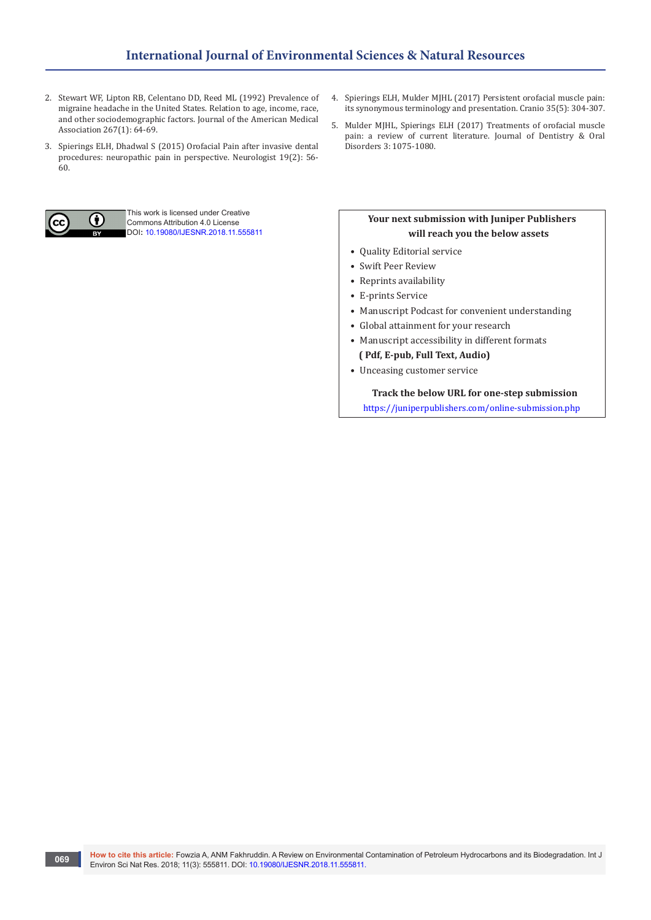2. Stewart WF, Lipton RB, Celentano DD, Reed ML (1992) Prevalence of migraine headache in the United States. Relation to age, income, race, and other sociodemographic factors. Journal of the American Medical Association 267(1): 64-69.
3. Spierings ELH, Dhadwal S (2015) Orofacial Pain after invasive dental procedures: neuropathic pain in perspective. Neurologist 19(2): 56-60.
4. Spierings ELH, Mulder MJHL (2017) Persistent orofacial muscle pain: its synonymous terminology and presentation. Cranio 35(5): 304-307.
5. Mulder MJHL, Spierings ELH (2017) Treatments of orofacial muscle pain: a review of current literature. Journal of Dentistry & Oral Disorders 3: 1075-1080.

This work is licensed under Creative Commons Attribution 4.0 License
DOI: 10.19080/IJESNR.2018.11.555811

**Your next submission with Juniper Publishers will reach you the below assets**

- Quality Editorial service
- Swift Peer Review
- Reprints availability
- E-prints Service
- Manuscript Podcast for convenient understanding
- Global attainment for your research
- Manuscript accessibility in different formats
  **( Pdf, E-pub, Full Text, Audio)**
- Unceasing customer service

**Track the below URL for one-step submission**
https://juniperpublishers.com/online-submission.php

**How to cite this article:** Fowzia A, ANM Fakhruddin. A Review on Environmental Contamination of Petroleum Hydrocarbons and its Biodegradation. Int J Environ Sci Nat Res. 2018; 11(3): 555811. DOI: 10.19080/IJESNR.2018.11.555811.